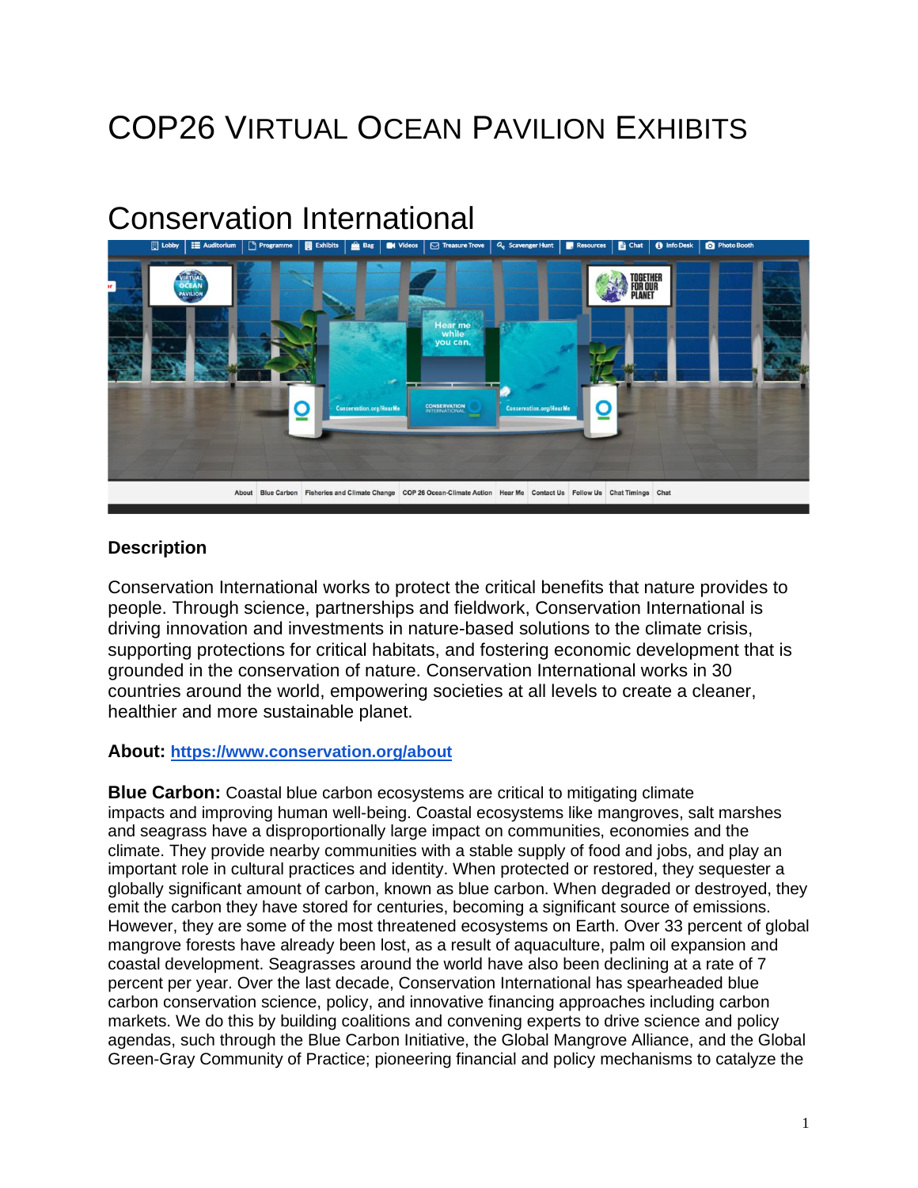# COP26 Virtual Ocean Pavilion Exhibits

## Conservation International

### Description

Conservation International works to protect the critical benefits that nature provides to people. Through science, partnerships and fieldwork, Conservation International is driving innovation and investments in nature-based solutions to the climate crisis, supporting protections for critical habitats, and fostering economic development that is grounded in the conservation of nature. Conservation International works in 30 countries around the world, empowering societies at all levels to create a cleaner, healthier and more sustainable planet.

**About:** [https://www.conservation.org/about](https://www.conservation.org/about)

**Blue Carbon:** Coastal blue carbon ecosystems are critical to mitigating climate impacts and improving human well-being. Coastal ecosystems like mangroves, salt marshes and seagrass have a disproportionally large impact on communities, economies and the climate. They provide nearby communities with a stable supply of food and jobs, and play an important role in cultural practices and identity. When protected or restored, they sequester a globally significant amount of carbon, known as blue carbon. When degraded or destroyed, they emit the carbon they have stored for centuries, becoming a significant source of emissions. However, they are some of the most threatened ecosystems on Earth. Over 33 percent of global mangrove forests have already been lost, as a result of aquaculture, palm oil expansion and coastal development. Seagrasses around the world have also been declining at a rate of 7 percent per year. Over the last decade, Conservation International has spearheaded blue carbon conservation science, policy, and innovative financing approaches including carbon markets. We do this by building coalitions and convening experts to drive science and policy agendas, such through the Blue Carbon Initiative, the Global Mangrove Alliance, and the Global Green-Gray Community of Practice; pioneering financial and policy mechanisms to catalyze the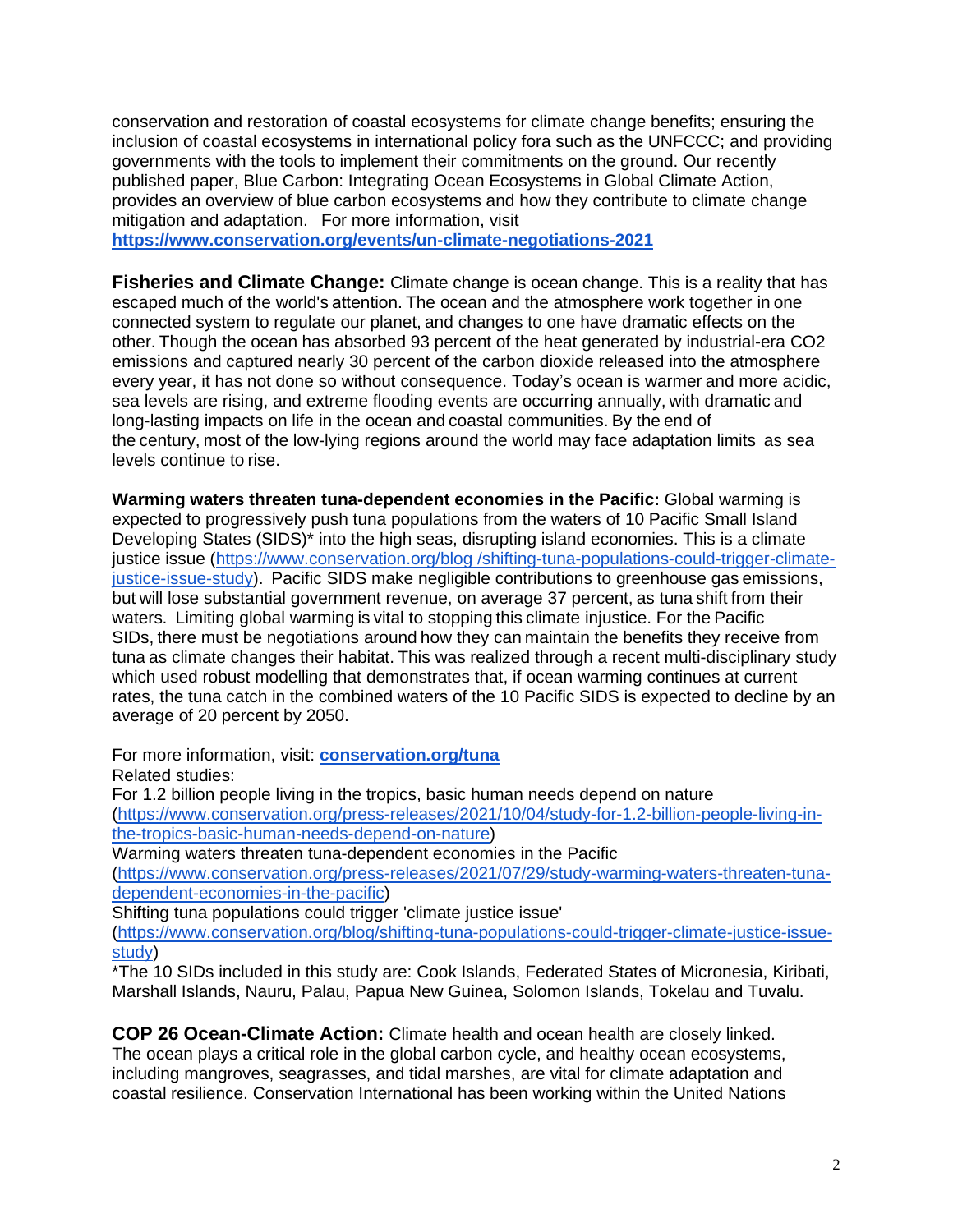conservation and restoration of coastal ecosystems for climate change benefits; ensuring the inclusion of coastal ecosystems in international policy fora such as the UNFCCC; and providing governments with the tools to implement their commitments on the ground. Our recently published paper, Blue Carbon: Integrating Ocean Ecosystems in Global Climate Action, provides an overview of blue carbon ecosystems and how they contribute to climate change mitigation and adaptation. For more information, visit **https://www.conservation.org/events/un-climate-negotiations-2021**

**Fisheries and Climate Change:** Climate change is ocean change. This is a reality that has escaped much of the world's attention. The ocean and the atmosphere work together in one connected system to regulate our planet, and changes to one have dramatic effects on the other. Though the ocean has absorbed 93 percent of the heat generated by industrial-era $CO_2$ emissions and captured nearly 30 percent of the carbon dioxide released into the atmosphere every year, it has not done so without consequence. Today's ocean is warmer and more acidic, sea levels are rising, and extreme flooding events are occurring annually, with dramatic and long-lasting impacts on life in the ocean and coastal communities. By the end of the century, most of the low-lying regions around the world may face adaptation limits as sea levels continue to rise.

**Warming waters threaten tuna-dependent economies in the Pacific:** Global warming is expected to progressively push tuna populations from the waters of 10 Pacific Small Island Developing States (SIDS)* into the high seas, disrupting island economies. This is a climate justice issue (https://www.conservation.org/blog /shifting-tuna-populations-could-trigger-climate-justice-issue-study). Pacific SIDS make negligible contributions to greenhouse gas emissions, but will lose substantial government revenue, on average 37 percent, as tuna shift from their waters. Limiting global warming is vital to stopping this climate injustice. For the Pacific SIDs, there must be negotiations around how they can maintain the benefits they receive from tuna as climate changes their habitat. This was realized through a recent multi-disciplinary study which used robust modelling that demonstrates that, if ocean warming continues at current rates, the tuna catch in the combined waters of the 10 Pacific SIDS is expected to decline by an average of 20 percent by 2050.

For more information, visit: **conservation.org/tuna**
Related studies:
For 1.2 billion people living in the tropics, basic human needs depend on nature (https://www.conservation.org/press-releases/2021/10/04/study-for-1.2-billion-people-living-in-the-tropics-basic-human-needs-depend-on-nature)
Warming waters threaten tuna-dependent economies in the Pacific (https://www.conservation.org/press-releases/2021/07/29/study-warming-waters-threaten-tuna-dependent-economies-in-the-pacific)
Shifting tuna populations could trigger 'climate justice issue' (https://www.conservation.org/blog/shifting-tuna-populations-could-trigger-climate-justice-issue-study)
*The 10 SIDs included in this study are: Cook Islands, Federated States of Micronesia, Kiribati, Marshall Islands, Nauru, Palau, Papua New Guinea, Solomon Islands, Tokelau and Tuvalu.

**COP 26 Ocean-Climate Action:** Climate health and ocean health are closely linked. The ocean plays a critical role in the global carbon cycle, and healthy ocean ecosystems, including mangroves, seagrasses, and tidal marshes, are vital for climate adaptation and coastal resilience. Conservation International has been working within the United Nations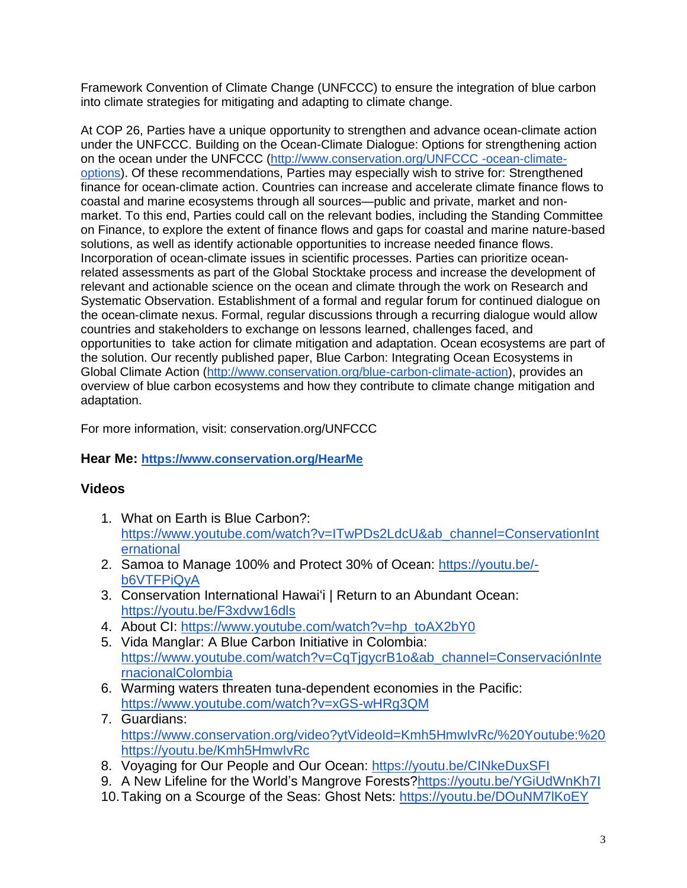Framework Convention of Climate Change (UNFCCC) to ensure the integration of blue carbon into climate strategies for mitigating and adapting to climate change.

At COP 26, Parties have a unique opportunity to strengthen and advance ocean-climate action under the UNFCCC. Building on the Ocean-Climate Dialogue: Options for strengthening action on the ocean under the UNFCCC ([http://www.conservation.org/UNFCCC -ocean-climate-options](http://www.conservation.org/UNFCCC-ocean-climate-options)). Of these recommendations, Parties may especially wish to strive for: Strengthened finance for ocean-climate action. Countries can increase and accelerate climate finance flows to coastal and marine ecosystems through all sources—public and private, market and non-market. To this end, Parties could call on the relevant bodies, including the Standing Committee on Finance, to explore the extent of finance flows and gaps for coastal and marine nature-based solutions, as well as identify actionable opportunities to increase needed finance flows. Incorporation of ocean-climate issues in scientific processes. Parties can prioritize ocean-related assessments as part of the Global Stocktake process and increase the development of relevant and actionable science on the ocean and climate through the work on Research and Systematic Observation. Establishment of a formal and regular forum for continued dialogue on the ocean-climate nexus. Formal, regular discussions through a recurring dialogue would allow countries and stakeholders to exchange on lessons learned, challenges faced, and opportunities to take action for climate mitigation and adaptation. Ocean ecosystems are part of the solution. Our recently published paper, Blue Carbon: Integrating Ocean Ecosystems in Global Climate Action ([http://www.conservation.org/blue-carbon-climate-action](http://www.conservation.org/blue-carbon-climate-action)), provides an overview of blue carbon ecosystems and how they contribute to climate change mitigation and adaptation.

For more information, visit: conservation.org/UNFCCC

**Hear Me: [https://www.conservation.org/HearMe](https://www.conservation.org/HearMe)**

**Videos**

1. What on Earth is Blue Carbon?: [https://www.youtube.com/watch?v=ITwPDs2LdcU&ab_channel=ConservationInternational](https://www.youtube.com/watch?v=ITwPDs2LdcU&ab_channel=ConservationInternational)
2. Samoa to Manage 100% and Protect 30% of Ocean: [https://youtu.be/-b6VTFPiQyA](https://youtu.be/-b6VTFPiQyA)
3. Conservation International Hawaiʻi | Return to an Abundant Ocean: [https://youtu.be/F3xdvw16dls](https://youtu.be/F3xdvw16dls)
4. About CI: [https://www.youtube.com/watch?v=hp_toAX2bY0](https://www.youtube.com/watch?v=hp_toAX2bY0)
5. Vida Manglar: A Blue Carbon Initiative in Colombia: [https://www.youtube.com/watch?v=CqTjgycrB1o&ab_channel=ConservaciónInternacionalColombia](https://www.youtube.com/watch?v=CqTjgycrB1o&ab_channel=ConservaciónInternacionalColombia)
6. Warming waters threaten tuna-dependent economies in the Pacific: [https://www.youtube.com/watch?v=xGS-wHRg3QM](https://www.youtube.com/watch?v=xGS-wHRg3QM)
7. Guardians: [https://www.conservation.org/video?ytVideoId=Kmh5HmwIvRc/%20Youtube:%20https://youtu.be/Kmh5HmwIvRc](https://www.conservation.org/video?ytVideoId=Kmh5HmwIvRc/%20Youtube:%20https://youtu.be/Kmh5HmwIvRc)
8. Voyaging for Our People and Our Ocean: [https://youtu.be/CINkeDuxSFI](https://youtu.be/CINkeDuxSFI)
9. A New Lifeline for the World's Mangrove Forests?[https://youtu.be/YGiUdWnKh7I](https://youtu.be/YGiUdWnKh7I)
10. Taking on a Scourge of the Seas: Ghost Nets: [https://youtu.be/DOuNM7lKoEY](https://youtu.be/DOuNM7lKoEY)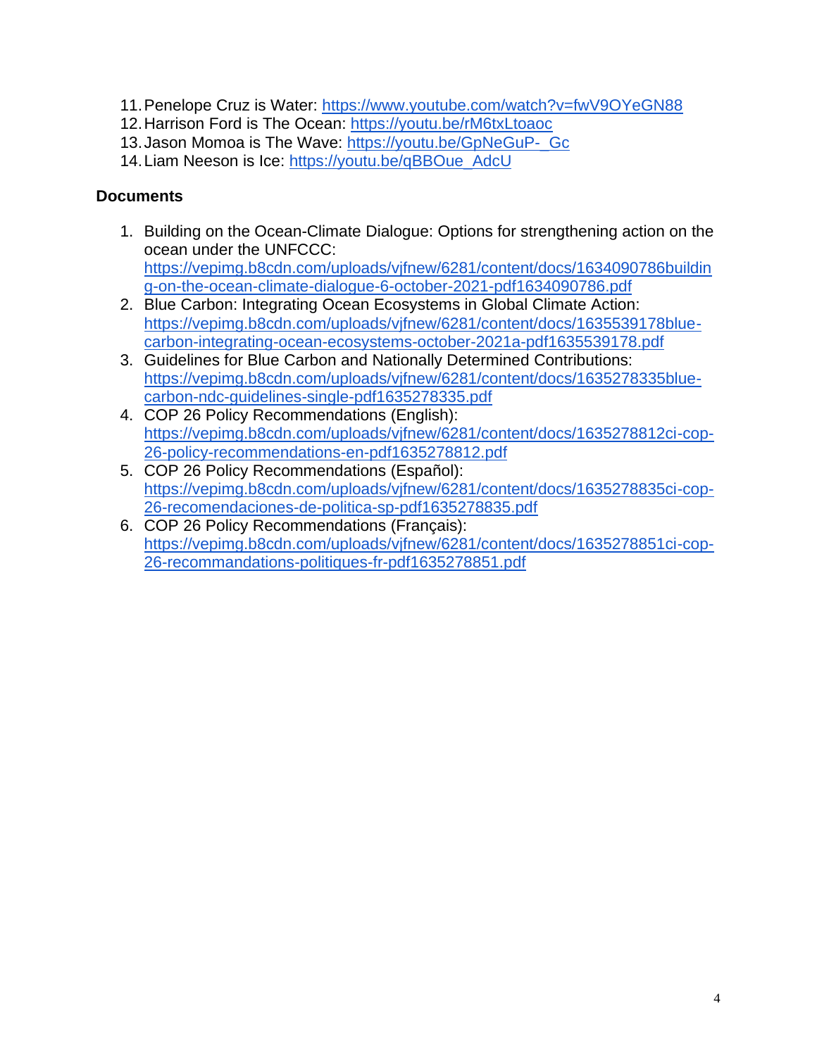11. Penelope Cruz is Water: https://www.youtube.com/watch?v=fwV9OYeGN88
12. Harrison Ford is The Ocean: https://youtu.be/rM6txLtoaoc
13. Jason Momoa is The Wave: https://youtu.be/GpNeGuP-_Gc
14. Liam Neeson is Ice: https://youtu.be/qBBOue_AdcU

**Documents**

1. Building on the Ocean-Climate Dialogue: Options for strengthening action on the ocean under the UNFCCC: https://vepimg.b8cdn.com/uploads/vjfnew/6281/content/docs/1634090786building-on-the-ocean-climate-dialogue-6-october-2021-pdf1634090786.pdf
2. Blue Carbon: Integrating Ocean Ecosystems in Global Climate Action: https://vepimg.b8cdn.com/uploads/vjfnew/6281/content/docs/1635539178blue-carbon-integrating-ocean-ecosystems-october-2021a-pdf1635539178.pdf
3. Guidelines for Blue Carbon and Nationally Determined Contributions: https://vepimg.b8cdn.com/uploads/vjfnew/6281/content/docs/1635278335blue-carbon-ndc-guidelines-single-pdf1635278335.pdf
4. COP 26 Policy Recommendations (English): https://vepimg.b8cdn.com/uploads/vjfnew/6281/content/docs/1635278812ci-cop-26-policy-recommendations-en-pdf1635278812.pdf
5. COP 26 Policy Recommendations (Español): https://vepimg.b8cdn.com/uploads/vjfnew/6281/content/docs/1635278835ci-cop-26-recomendaciones-de-politica-sp-pdf1635278835.pdf
6. COP 26 Policy Recommendations (Français): https://vepimg.b8cdn.com/uploads/vjfnew/6281/content/docs/1635278851ci-cop-26-recommandations-politiques-fr-pdf1635278851.pdf